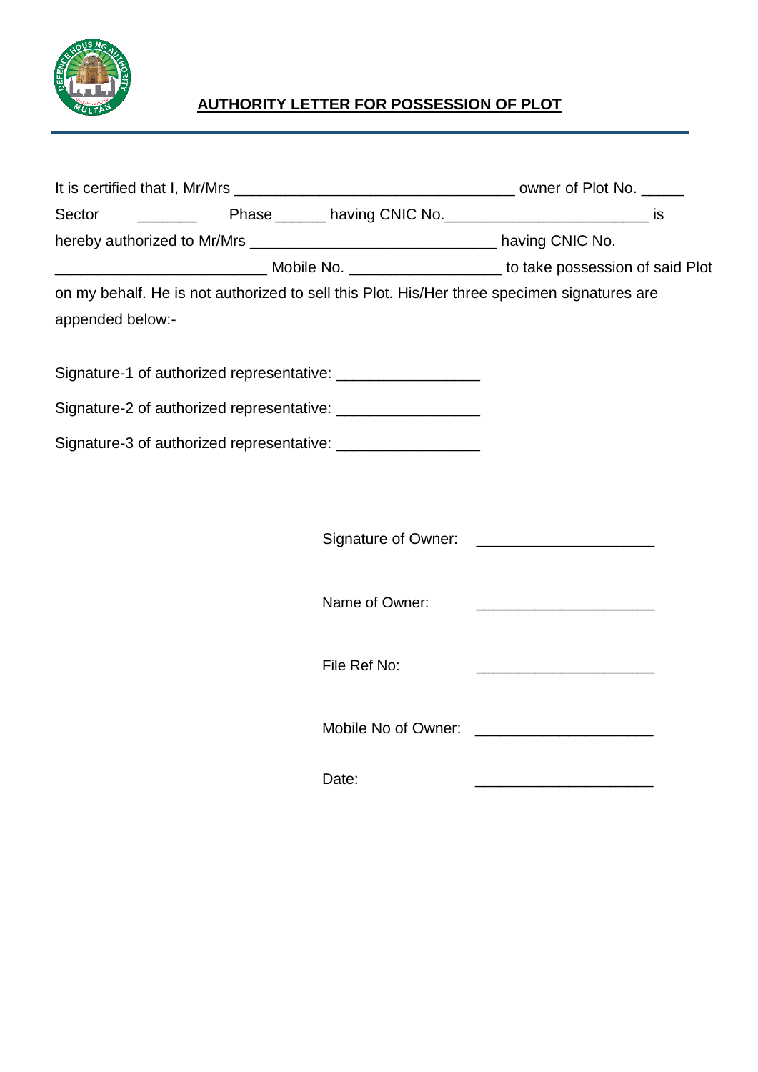## AUTHORITY LETTER FOR POSSESSION OF PLOT

It is certified that I, Mr/Mrs _________________________________ owner of Plot No. _____ Sector _______ Phase ______ having CNIC No.________________________ is hereby authorized to Mr/Mrs _____________________________ having CNIC No. _________________________ Mobile No. __________________ to take possession of said Plot on my behalf. He is not authorized to sell this Plot. His/Her three specimen signatures are appended below:-

Signature-1 of authorized representative: _________________

Signature-2 of authorized representative: _________________

Signature-3 of authorized representative: _________________

Signature of Owner: _____________________

Name of Owner: _____________________

File Ref No: _____________________

Mobile No of Owner: _____________________

Date: _____________________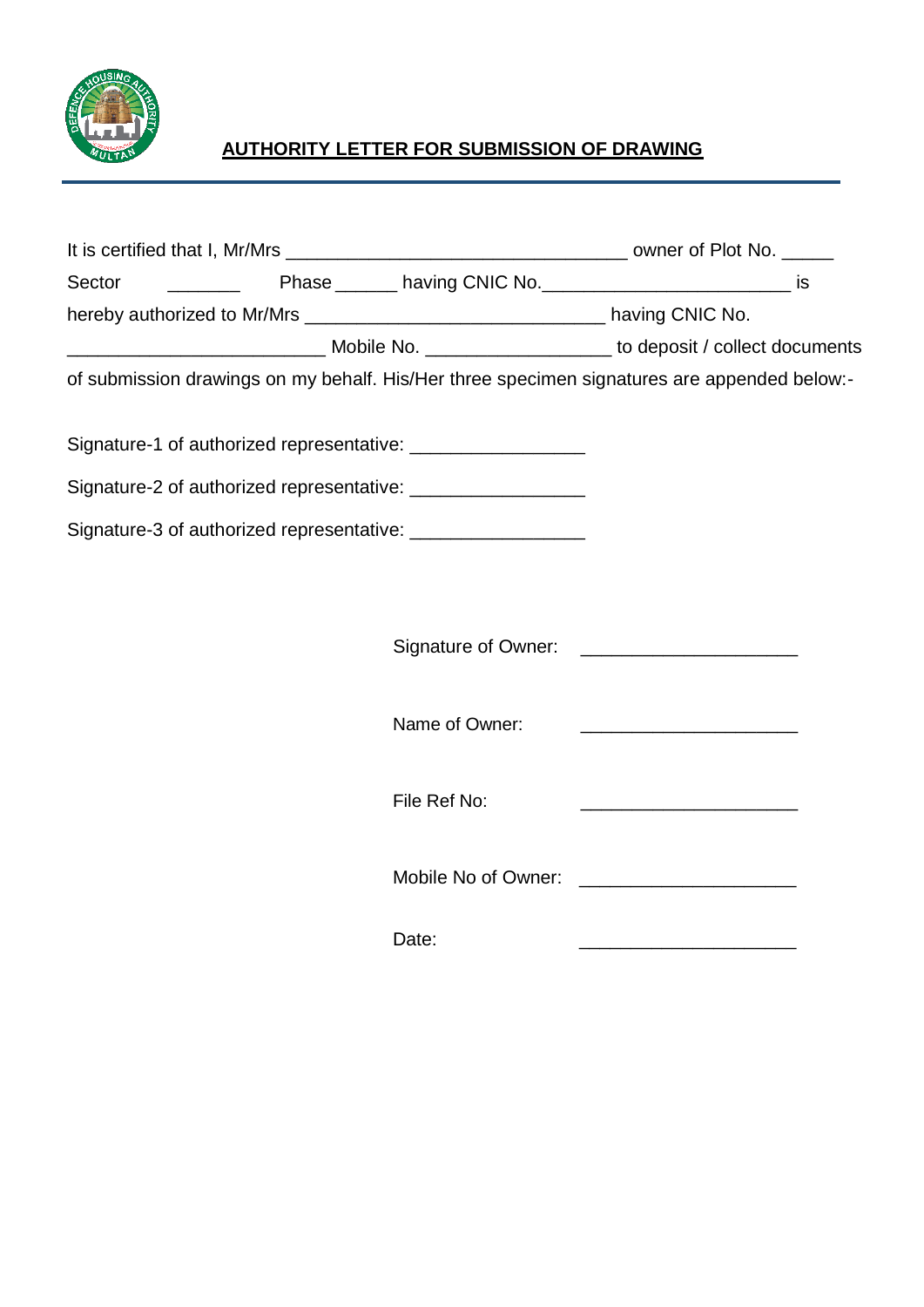## AUTHORITY LETTER FOR SUBMISSION OF DRAWING

It is certified that I, Mr/Mrs _________________________________ owner of Plot No. _____ Sector _______ Phase ______ having CNIC No.________________________ is hereby authorized to Mr/Mrs _____________________________ having CNIC No. ________________________ Mobile No. __________________ to deposit / collect documents of submission drawings on my behalf. His/Her three specimen signatures are appended below:-

Signature-1 of authorized representative: _________________

Signature-2 of authorized representative: _________________

Signature-3 of authorized representative: _________________

Signature of Owner: _____________________

Name of Owner: _____________________

File Ref No: _____________________

Mobile No of Owner: _____________________

Date: _____________________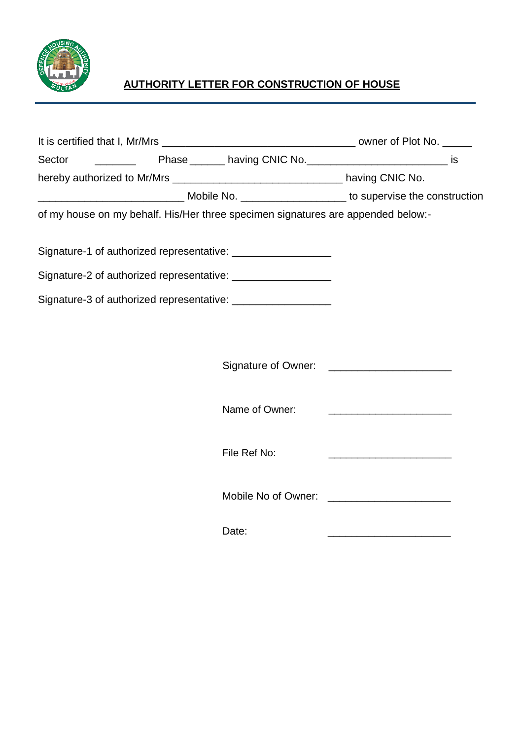## AUTHORITY LETTER FOR CONSTRUCTION OF HOUSE

It is certified that I, Mr/Mrs ________________________________ owner of Plot No. _____ Sector _______ Phase ______ having CNIC No.________________________ is hereby authorized to Mr/Mrs ____________________________ having CNIC No. ________________________ Mobile No. _________________ to supervise the construction of my house on my behalf. His/Her three specimen signatures are appended below:-

Signature-1 of authorized representative: _________________

Signature-2 of authorized representative: _________________

Signature-3 of authorized representative: _________________

Signature of Owner: _____________________

Name of Owner: _____________________

File Ref No: _____________________

Mobile No of Owner: _____________________

Date: _____________________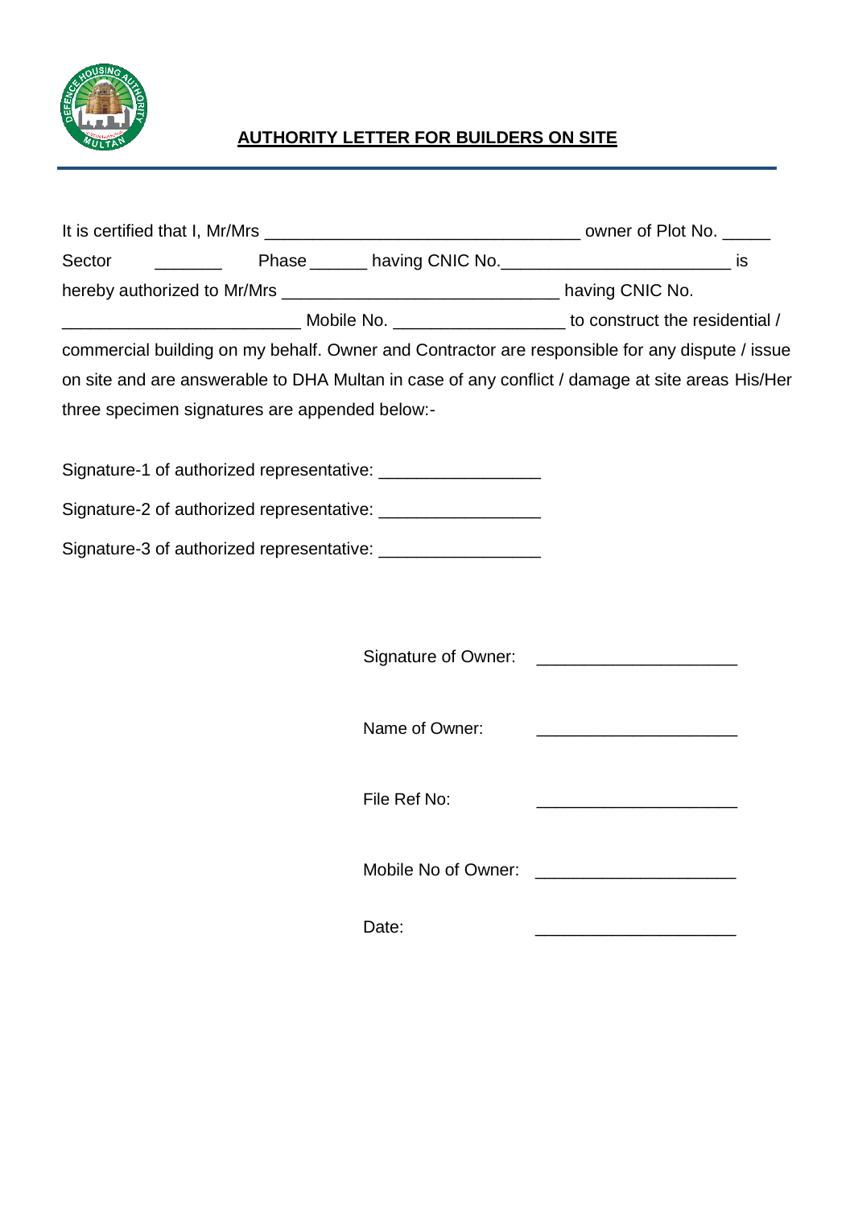## AUTHORITY LETTER FOR BUILDERS ON SITE

It is certified that I, Mr/Mrs ________________________________ owner of Plot No. _____ Sector _______ Phase ______ having CNIC No.________________________ is hereby authorized to Mr/Mrs _____________________________ having CNIC No. ________________________ Mobile No. _________________ to construct the residential / commercial building on my behalf. Owner and Contractor are responsible for any dispute / issue on site and are answerable to DHA Multan in case of any conflict / damage at site areas His/Her three specimen signatures are appended below:-

Signature-1 of authorized representative: ________________

Signature-2 of authorized representative: ________________

Signature-3 of authorized representative: ________________

Signature of Owner: ____________________

Name of Owner: ____________________

File Ref No: ____________________

Mobile No of Owner: ____________________

Date: ____________________